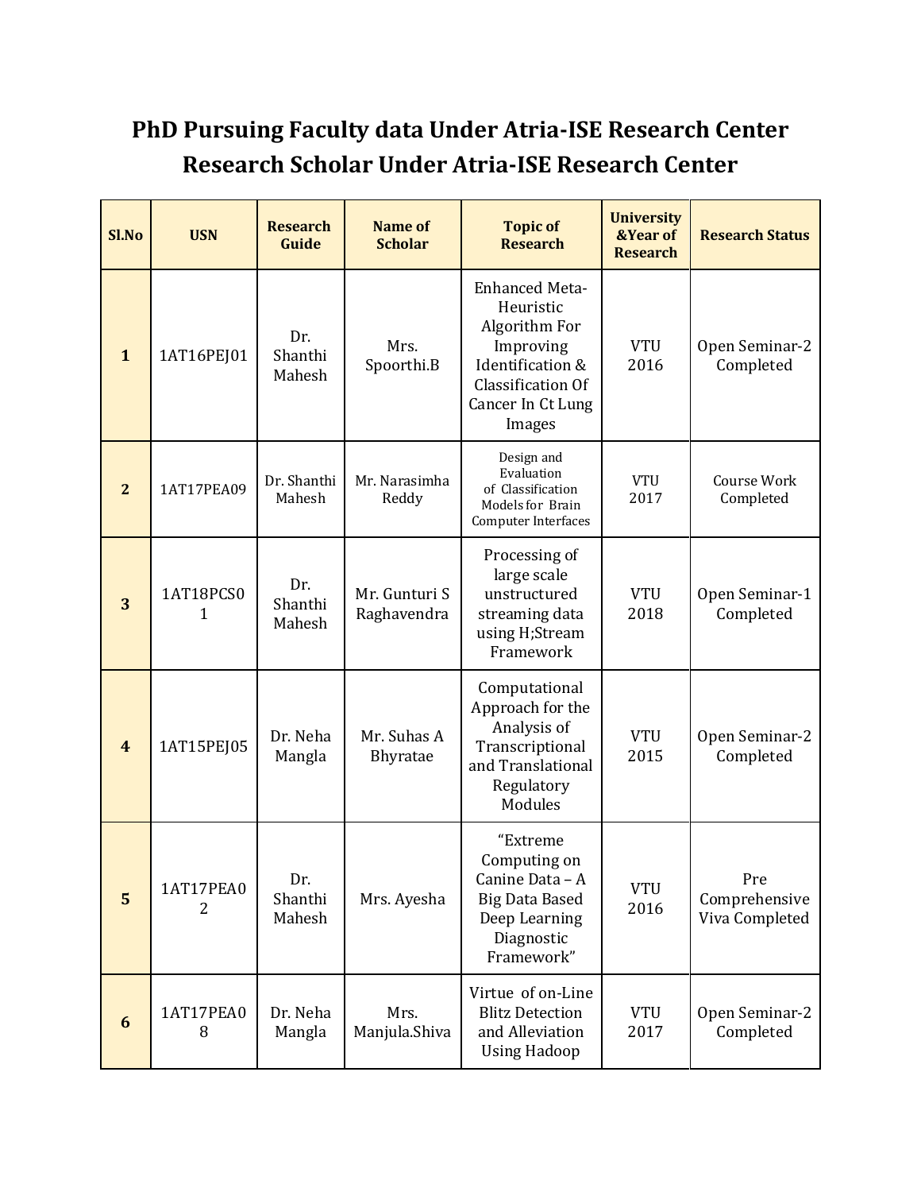# PhD Pursuing Faculty data Under Atria-ISE Research Center

# Research Scholar Under Atria-ISE Research Center

| Sl.No | USN | Research Guide | Name of Scholar | Topic of Research | University &Year of Research | Research Status |
|---|---|---|---|---|---|---|
| **1** | 1AT16PEJ01 | Dr. Shanthi Mahesh | Mrs. Spoorthi.B | Enhanced Meta-Heuristic Algorithm For Improving Identification & Classification Of Cancer In Ct Lung Images | VTU 2016 | Open Seminar-2 Completed |
| **2** | 1AT17PEA09 | Dr. Shanthi Mahesh | Mr. Narasimha Reddy | Design and Evaluation of Classification Models for Brain Computer Interfaces | VTU 2017 | Course Work Completed |
| **3** | 1AT18PCS01 | Dr. Shanthi Mahesh | Mr. Gunturi S Raghavendra | Processing of large scale unstructured streaming data using H;Stream Framework | VTU 2018 | Open Seminar-1 Completed |
| **4** | 1AT15PEJ05 | Dr. Neha Mangla | Mr. Suhas A Bhyratae | Computational Approach for the Analysis of Transcriptional and Translational Regulatory Modules | VTU 2015 | Open Seminar-2 Completed |
| **5** | 1AT17PEA02 | Dr. Shanthi Mahesh | Mrs. Ayesha | "Extreme Computing on Canine Data – A Big Data Based Deep Learning Diagnostic Framework" | VTU 2016 | Pre Comprehensive Viva Completed |
| **6** | 1AT17PEA08 | Dr. Neha Mangla | Mrs. Manjula.Shiva | Virtue of on-Line Blitz Detection and Alleviation Using Hadoop | VTU 2017 | Open Seminar-2 Completed |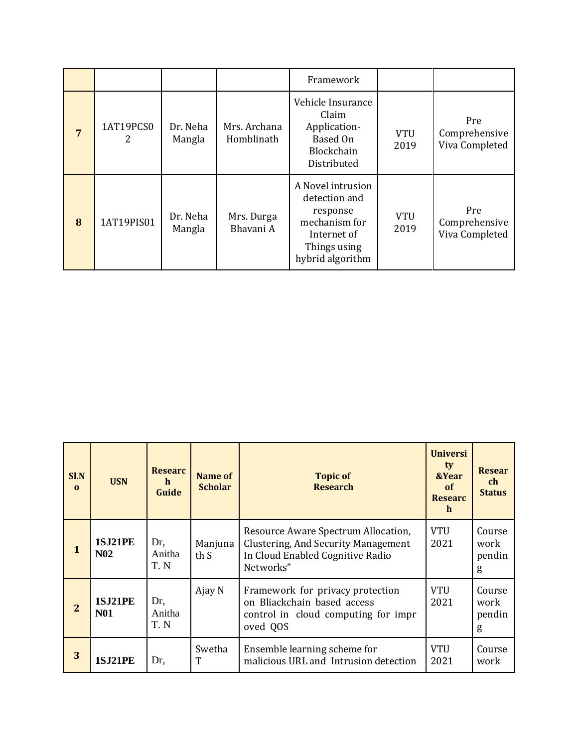| | | | | Framework | | |
|---|---|---|---|---|---|---|
| **7** | 1AT19PCS02 | Dr. Neha Mangla | Mrs. Archana Homblinath | Vehicle Insurance Claim Application-Based On Blockchain Distributed | VTU 2019 | Pre Comprehensive Viva Completed |
| **8** | 1AT19PIS01 | Dr. Neha Mangla | Mrs. Durga Bhavani A | A Novel intrusion detection and response mechanism for Internet of Things using hybrid algorithm | VTU 2019 | Pre Comprehensive Viva Completed |

| **Sl.No** | **USN** | **Research Guide** | **Name of Scholar** | **Topic of Research** | **University &Year of Research** | **Research Status** |
|---|---|---|---|---|---|---|
| **1** | **1SJ21PEN02** | Dr, Anitha T. N | Manjunath S | Resource Aware Spectrum Allocation, Clustering, And Security Management In Cloud Enabled Cognitive Radio Networks” | VTU 2021 | Course work pending |
| **2** | **1SJ21PEN01** | Dr, Anitha T. N | Ajay N | Framework for privacy protection on Bliackchain based access control in cloud computing for impr oved QOS | VTU 2021 | Course work pending |
| **3** | **1SJ21PE** | Dr, | Swetha T | Ensemble learning scheme for malicious URL and Intrusion detection | VTU 2021 | Course work |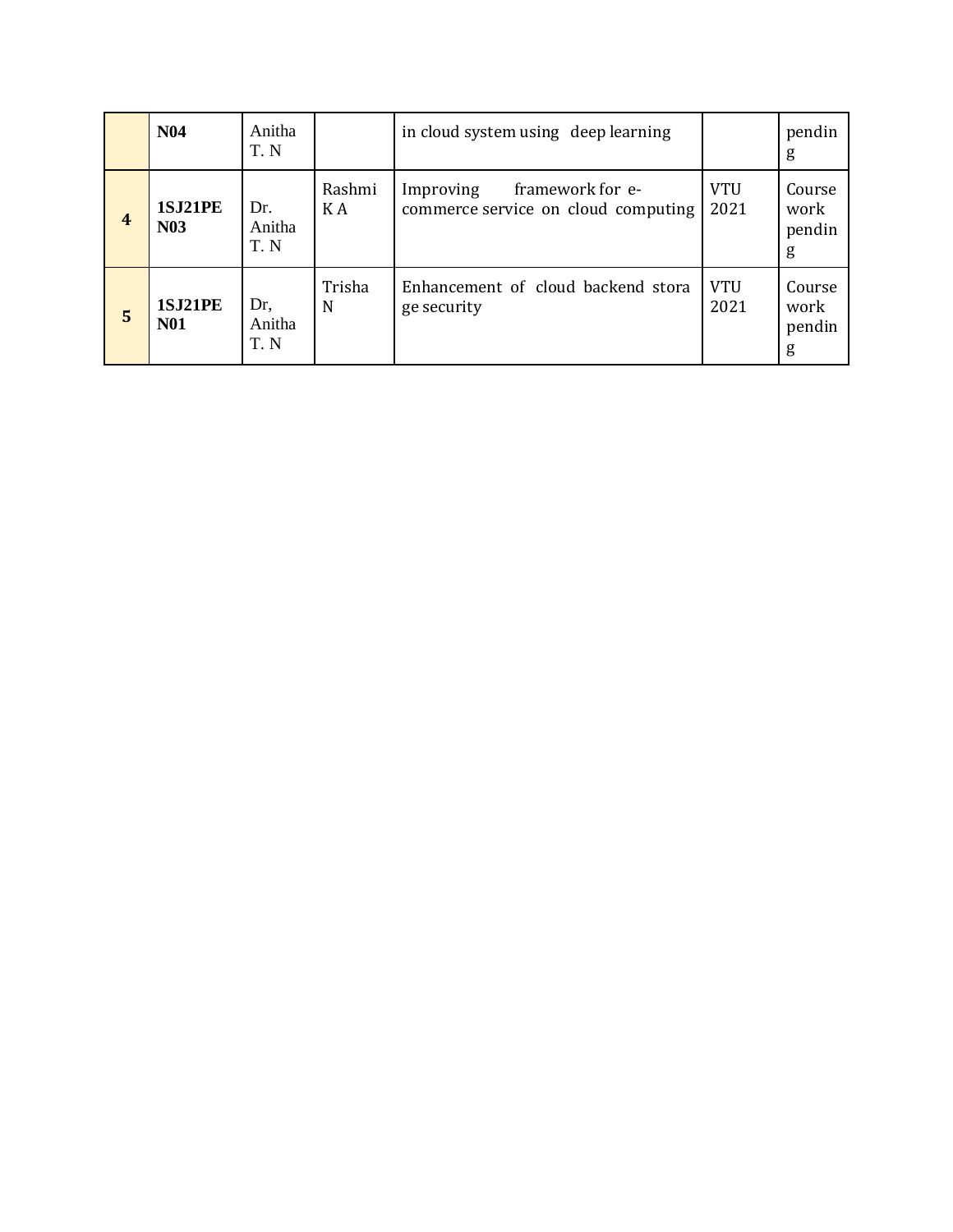| | | | | | | |
|---|---|---|---|---|---|---|
| | **N04** | Anitha T. N | | in cloud system using deep learning | | pending |
| **4** | **1SJ21PEN03** | Dr. Anitha T. N | Rashmi K A | Improving framework for e-commerce service on cloud computing | VTU 2021 | Course work pending |
| **5** | **1SJ21PEN01** | Dr, Anitha T. N | Trisha N | Enhancement of cloud backend storage security | VTU 2021 | Course work pending |